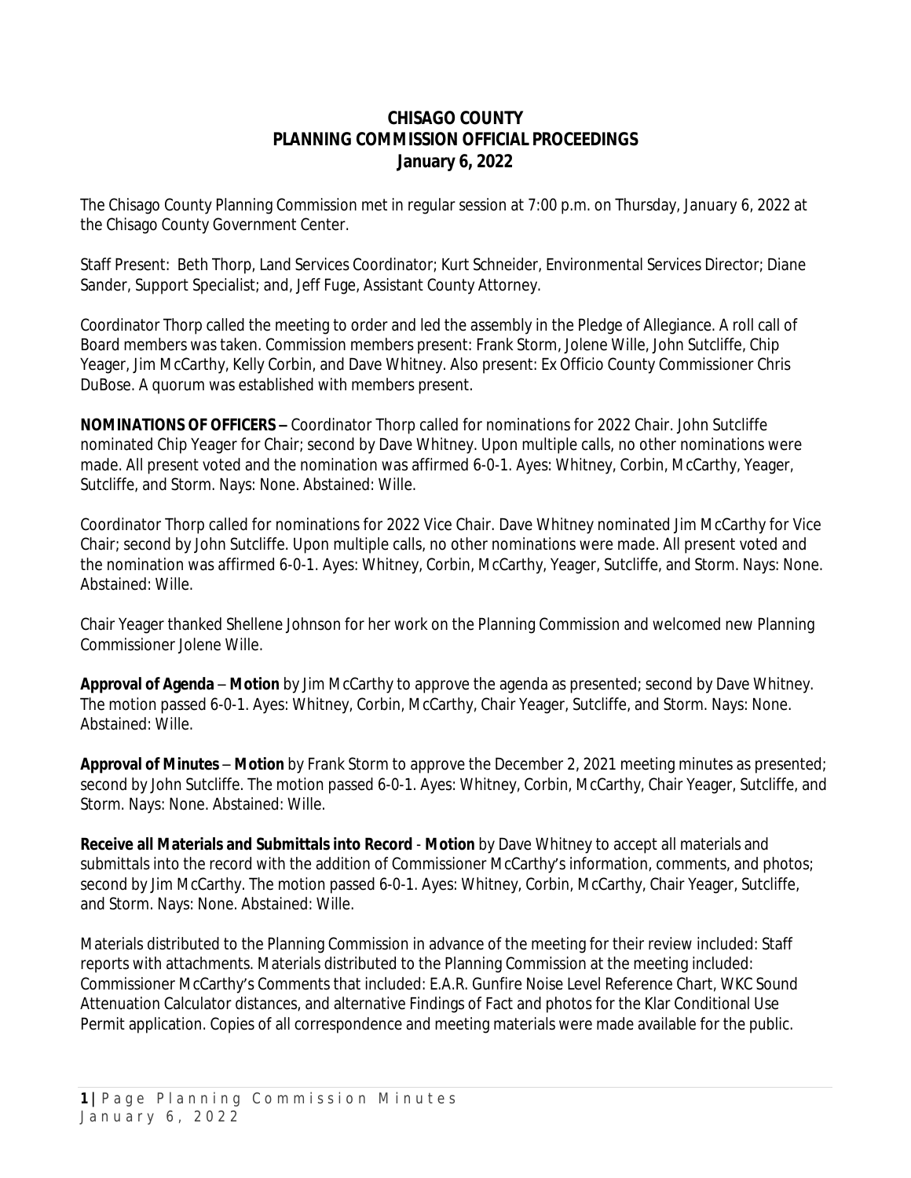# CHISAGO COUNTY
## PLANNING COMMISSION OFFICIAL PROCEEDINGS
### January 6, 2022

The Chisago County Planning Commission met in regular session at 7:00 p.m. on Thursday, January 6, 2022 at the Chisago County Government Center.

Staff Present: Beth Thorp, Land Services Coordinator; Kurt Schneider, Environmental Services Director; Diane Sander, Support Specialist; and, Jeff Fuge, Assistant County Attorney.

Coordinator Thorp called the meeting to order and led the assembly in the Pledge of Allegiance. A roll call of Board members was taken. Commission members present: Frank Storm, Jolene Wille, John Sutcliffe, Chip Yeager, Jim McCarthy, Kelly Corbin, and Dave Whitney. Also present: Ex Officio County Commissioner Chris DuBose. A quorum was established with members present.

**NOMINATIONS OF OFFICERS –** Coordinator Thorp called for nominations for 2022 Chair. John Sutcliffe nominated Chip Yeager for Chair; second by Dave Whitney. Upon multiple calls, no other nominations were made. All present voted and the nomination was affirmed 6-0-1. Ayes: Whitney, Corbin, McCarthy, Yeager, Sutcliffe, and Storm. Nays: None. Abstained: Wille.

Coordinator Thorp called for nominations for 2022 Vice Chair. Dave Whitney nominated Jim McCarthy for Vice Chair; second by John Sutcliffe. Upon multiple calls, no other nominations were made. All present voted and the nomination was affirmed 6-0-1. Ayes: Whitney, Corbin, McCarthy, Yeager, Sutcliffe, and Storm. Nays: None. Abstained: Wille.

Chair Yeager thanked Shellene Johnson for her work on the Planning Commission and welcomed new Planning Commissioner Jolene Wille.

**Approval of Agenda** – **Motion** by Jim McCarthy to approve the agenda as presented; second by Dave Whitney. The motion passed 6-0-1. Ayes: Whitney, Corbin, McCarthy, Chair Yeager, Sutcliffe, and Storm. Nays: None. Abstained: Wille.

**Approval of Minutes** – **Motion** by Frank Storm to approve the December 2, 2021 meeting minutes as presented; second by John Sutcliffe. The motion passed 6-0-1. Ayes: Whitney, Corbin, McCarthy, Chair Yeager, Sutcliffe, and Storm. Nays: None. Abstained: Wille.

**Receive all Materials and Submittals into Record** - **Motion** by Dave Whitney to accept all materials and submittals into the record with the addition of Commissioner McCarthy's information, comments, and photos; second by Jim McCarthy. The motion passed 6-0-1. Ayes: Whitney, Corbin, McCarthy, Chair Yeager, Sutcliffe, and Storm. Nays: None. Abstained: Wille.

Materials distributed to the Planning Commission in advance of the meeting for their review included: Staff reports with attachments. Materials distributed to the Planning Commission at the meeting included: Commissioner McCarthy's Comments that included: E.A.R. Gunfire Noise Level Reference Chart, WKC Sound Attenuation Calculator distances, and alternative Findings of Fact and photos for the Klar Conditional Use Permit application. Copies of all correspondence and meeting materials were made available for the public.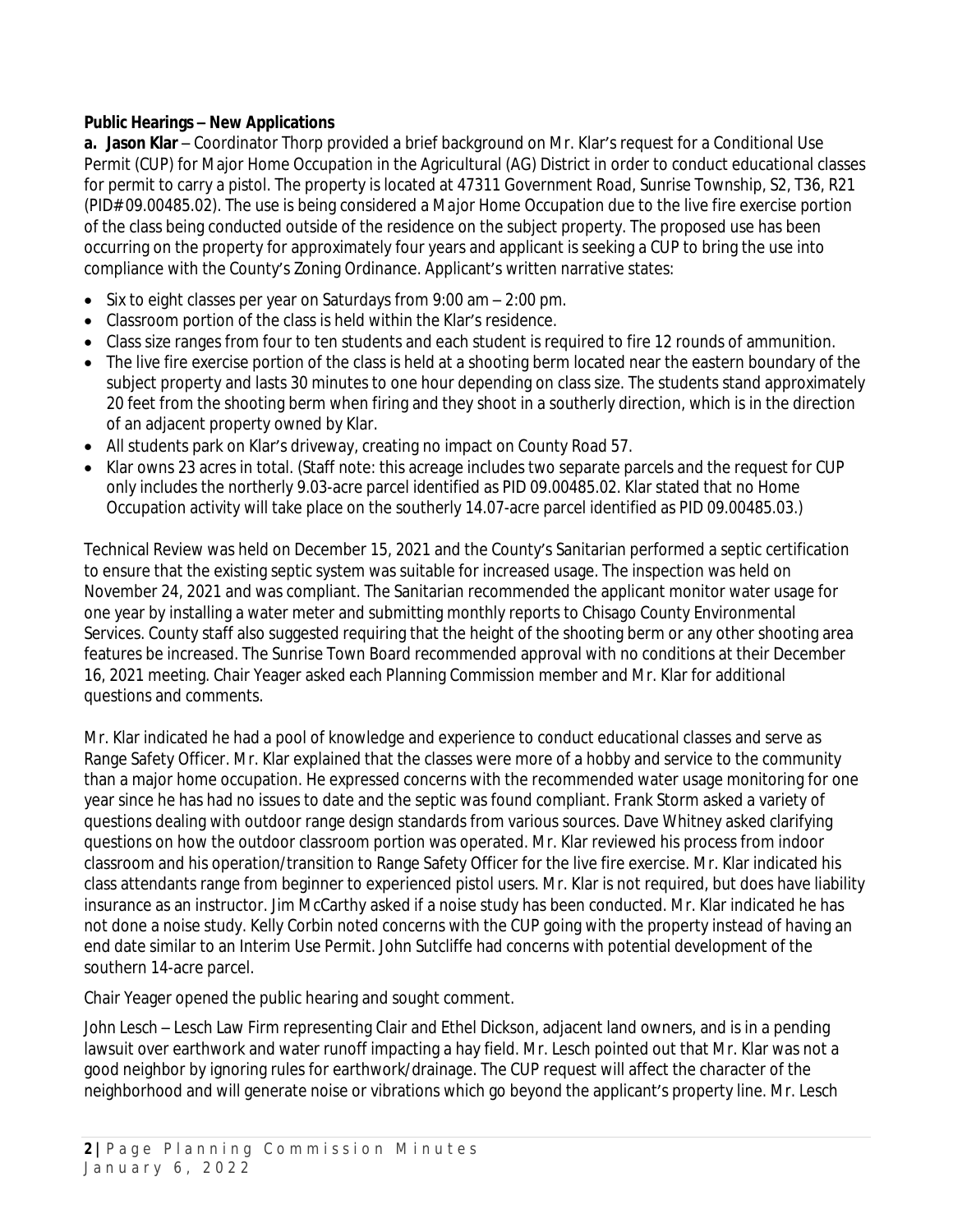**Public Hearings – New Applications**

**a. Jason Klar** – Coordinator Thorp provided a brief background on Mr. Klar's request for a Conditional Use Permit (CUP) for Major Home Occupation in the Agricultural (AG) District in order to conduct educational classes for permit to carry a pistol. The property is located at 47311 Government Road, Sunrise Township, S2, T36, R21 (PID# 09.00485.02). The use is being considered a Major Home Occupation due to the live fire exercise portion of the class being conducted outside of the residence on the subject property. The proposed use has been occurring on the property for approximately four years and applicant is seeking a CUP to bring the use into compliance with the County's Zoning Ordinance. Applicant's written narrative states:

- Six to eight classes per year on Saturdays from 9:00 am – 2:00 pm.
- Classroom portion of the class is held within the Klar's residence.
- Class size ranges from four to ten students and each student is required to fire 12 rounds of ammunition.
- The live fire exercise portion of the class is held at a shooting berm located near the eastern boundary of the subject property and lasts 30 minutes to one hour depending on class size. The students stand approximately 20 feet from the shooting berm when firing and they shoot in a southerly direction, which is in the direction of an adjacent property owned by Klar.
- All students park on Klar's driveway, creating no impact on County Road 57.
- Klar owns 23 acres in total. (Staff note: this acreage includes two separate parcels and the request for CUP only includes the northerly 9.03-acre parcel identified as PID 09.00485.02. Klar stated that no Home Occupation activity will take place on the southerly 14.07-acre parcel identified as PID 09.00485.03.)

Technical Review was held on December 15, 2021 and the County's Sanitarian performed a septic certification to ensure that the existing septic system was suitable for increased usage. The inspection was held on November 24, 2021 and was compliant. The Sanitarian recommended the applicant monitor water usage for one year by installing a water meter and submitting monthly reports to Chisago County Environmental Services. County staff also suggested requiring that the height of the shooting berm or any other shooting area features be increased. The Sunrise Town Board recommended approval with no conditions at their December 16, 2021 meeting. Chair Yeager asked each Planning Commission member and Mr. Klar for additional questions and comments.

Mr. Klar indicated he had a pool of knowledge and experience to conduct educational classes and serve as Range Safety Officer. Mr. Klar explained that the classes were more of a hobby and service to the community than a major home occupation. He expressed concerns with the recommended water usage monitoring for one year since he has had no issues to date and the septic was found compliant. Frank Storm asked a variety of questions dealing with outdoor range design standards from various sources. Dave Whitney asked clarifying questions on how the outdoor classroom portion was operated. Mr. Klar reviewed his process from indoor classroom and his operation/transition to Range Safety Officer for the live fire exercise. Mr. Klar indicated his class attendants range from beginner to experienced pistol users. Mr. Klar is not required, but does have liability insurance as an instructor. Jim McCarthy asked if a noise study has been conducted. Mr. Klar indicated he has not done a noise study. Kelly Corbin noted concerns with the CUP going with the property instead of having an end date similar to an Interim Use Permit. John Sutcliffe had concerns with potential development of the southern 14-acre parcel.

Chair Yeager opened the public hearing and sought comment.

John Lesch – Lesch Law Firm representing Clair and Ethel Dickson, adjacent land owners, and is in a pending lawsuit over earthwork and water runoff impacting a hay field. Mr. Lesch pointed out that Mr. Klar was not a good neighbor by ignoring rules for earthwork/drainage. The CUP request will affect the character of the neighborhood and will generate noise or vibrations which go beyond the applicant's property line. Mr. Lesch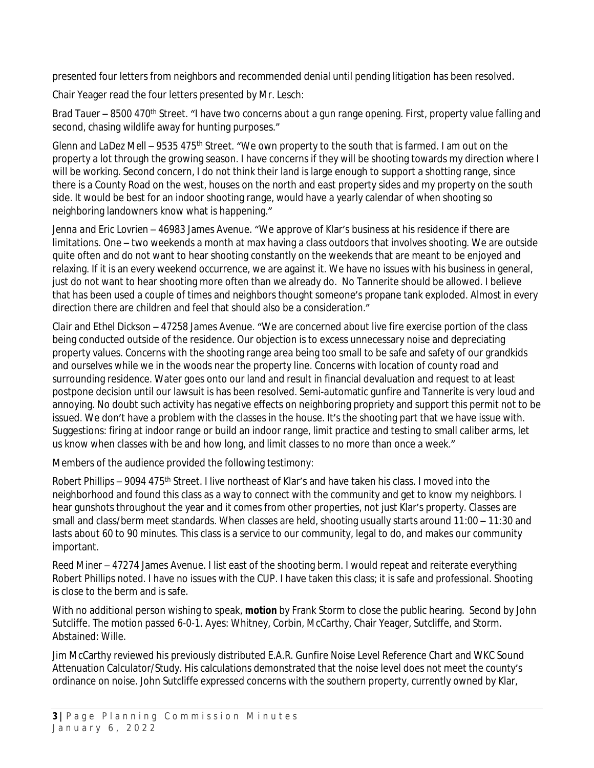presented four letters from neighbors and recommended denial until pending litigation has been resolved.

Chair Yeager read the four letters presented by Mr. Lesch:

Brad Tauer – 8500 470th Street. "I have two concerns about a gun range opening. First, property value falling and second, chasing wildlife away for hunting purposes."

Glenn and LaDez Mell – 9535 475th Street. "We own property to the south that is farmed. I am out on the property a lot through the growing season. I have concerns if they will be shooting towards my direction where I will be working. Second concern, I do not think their land is large enough to support a shotting range, since there is a County Road on the west, houses on the north and east property sides and my property on the south side. It would be best for an indoor shooting range, would have a yearly calendar of when shooting so neighboring landowners know what is happening."

Jenna and Eric Lovrien – 46983 James Avenue. "We approve of Klar's business at his residence if there are limitations. One – two weekends a month at max having a class outdoors that involves shooting. We are outside quite often and do not want to hear shooting constantly on the weekends that are meant to be enjoyed and relaxing. If it is an every weekend occurrence, we are against it. We have no issues with his business in general, just do not want to hear shooting more often than we already do. No Tannerite should be allowed. I believe that has been used a couple of times and neighbors thought someone's propane tank exploded. Almost in every direction there are children and feel that should also be a consideration."

Clair and Ethel Dickson – 47258 James Avenue. "We are concerned about live fire exercise portion of the class being conducted outside of the residence. Our objection is to excess unnecessary noise and depreciating property values. Concerns with the shooting range area being too small to be safe and safety of our grandkids and ourselves while we in the woods near the property line. Concerns with location of county road and surrounding residence. Water goes onto our land and result in financial devaluation and request to at least postpone decision until our lawsuit is has been resolved. Semi-automatic gunfire and Tannerite is very loud and annoying. No doubt such activity has negative effects on neighboring propriety and support this permit not to be issued. We don't have a problem with the classes in the house. It's the shooting part that we have issue with. Suggestions: firing at indoor range or build an indoor range, limit practice and testing to small caliber arms, let us know when classes with be and how long, and limit classes to no more than once a week."

Members of the audience provided the following testimony:

Robert Phillips – 9094 475th Street. I live northeast of Klar's and have taken his class. I moved into the neighborhood and found this class as a way to connect with the community and get to know my neighbors. I hear gunshots throughout the year and it comes from other properties, not just Klar's property. Classes are small and class/berm meet standards. When classes are held, shooting usually starts around 11:00 – 11:30 and lasts about 60 to 90 minutes. This class is a service to our community, legal to do, and makes our community important.

Reed Miner – 47274 James Avenue. I list east of the shooting berm. I would repeat and reiterate everything Robert Phillips noted. I have no issues with the CUP. I have taken this class; it is safe and professional. Shooting is close to the berm and is safe.

With no additional person wishing to speak, **motion** by Frank Storm to close the public hearing. Second by John Sutcliffe. The motion passed 6-0-1. Ayes: Whitney, Corbin, McCarthy, Chair Yeager, Sutcliffe, and Storm. Abstained: Wille.

Jim McCarthy reviewed his previously distributed E.A.R. Gunfire Noise Level Reference Chart and WKC Sound Attenuation Calculator/Study. His calculations demonstrated that the noise level does not meet the county's ordinance on noise. John Sutcliffe expressed concerns with the southern property, currently owned by Klar,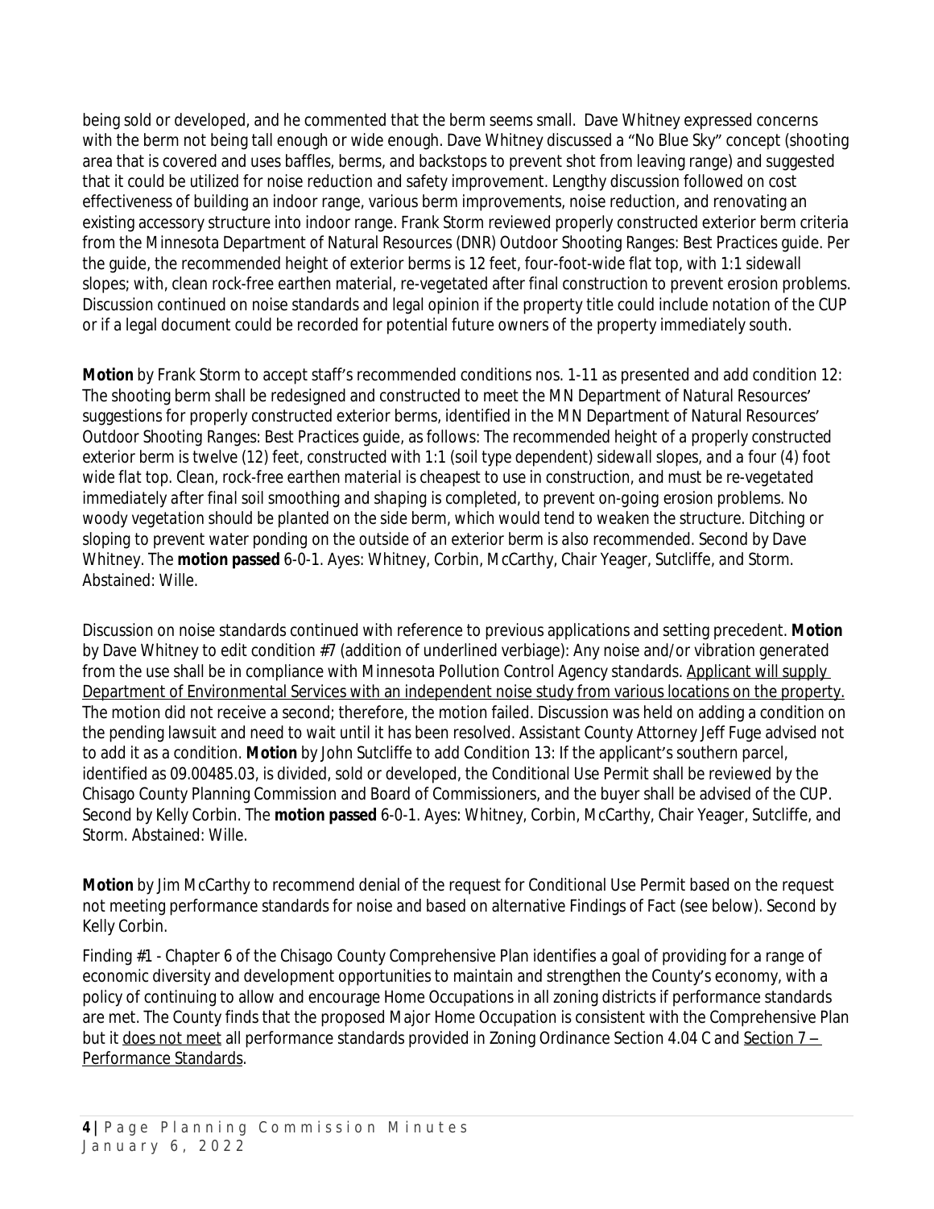being sold or developed, and he commented that the berm seems small. Dave Whitney expressed concerns with the berm not being tall enough or wide enough. Dave Whitney discussed a "No Blue Sky" concept (shooting area that is covered and uses baffles, berms, and backstops to prevent shot from leaving range) and suggested that it could be utilized for noise reduction and safety improvement. Lengthy discussion followed on cost effectiveness of building an indoor range, various berm improvements, noise reduction, and renovating an existing accessory structure into indoor range. Frank Storm reviewed properly constructed exterior berm criteria from the Minnesota Department of Natural Resources (DNR) Outdoor Shooting Ranges: Best Practices guide. Per the guide, the recommended height of exterior berms is 12 feet, four-foot-wide flat top, with 1:1 sidewall slopes; with, clean rock-free earthen material, re-vegetated after final construction to prevent erosion problems. Discussion continued on noise standards and legal opinion if the property title could include notation of the CUP or if a legal document could be recorded for potential future owners of the property immediately south.

**Motion** by Frank Storm to accept staff's recommended conditions nos. 1-11 as presented and add condition 12: The shooting berm shall be redesigned and constructed to meet the MN Department of Natural Resources' suggestions for properly constructed exterior berms, identified in the MN Department of Natural Resources' Outdoor Shooting Ranges: Best Practices guide, as follows: *The recommended height of a properly constructed exterior berm is twelve (12) feet, constructed with 1:1 (soil type dependent) sidewall slopes, and a four (4) foot wide flat top. Clean, rock-free earthen material is cheapest to use in construction, and must be re-vegetated immediately after final soil smoothing and shaping is completed, to prevent on-going erosion problems. No woody vegetation should be planted on the side berm, which would tend to weaken the structure. Ditching or sloping to prevent water ponding on the outside of an exterior berm is also recommended.* Second by Dave Whitney. The **motion passed** 6-0-1. Ayes: Whitney, Corbin, McCarthy, Chair Yeager, Sutcliffe, and Storm. Abstained: Wille.

Discussion on noise standards continued with reference to previous applications and setting precedent. **Motion** by Dave Whitney to edit condition #7 (addition of underlined verbiage): Any noise and/or vibration generated from the use shall be in compliance with Minnesota Pollution Control Agency standards. <u>Applicant will supply Department of Environmental Services with an independent noise study from various locations on the property.</u> The motion did not receive a second; therefore, the motion failed. Discussion was held on adding a condition on the pending lawsuit and need to wait until it has been resolved. Assistant County Attorney Jeff Fuge advised not to add it as a condition. **Motion** by John Sutcliffe to add Condition 13: If the applicant's southern parcel, identified as 09.00485.03, is divided, sold or developed, the Conditional Use Permit shall be reviewed by the Chisago County Planning Commission and Board of Commissioners, and the buyer shall be advised of the CUP. Second by Kelly Corbin. The **motion passed** 6-0-1. Ayes: Whitney, Corbin, McCarthy, Chair Yeager, Sutcliffe, and Storm. Abstained: Wille.

**Motion** by Jim McCarthy to recommend denial of the request for Conditional Use Permit based on the request not meeting performance standards for noise and based on alternative Findings of Fact (see below). Second by Kelly Corbin.

Finding #1 - Chapter 6 of the Chisago County Comprehensive Plan identifies a goal of providing for a range of economic diversity and development opportunities to maintain and strengthen the County's economy, with a policy of continuing to allow and encourage Home Occupations in all zoning districts if performance standards are met. The County finds that the proposed Major Home Occupation is consistent with the Comprehensive Plan but it <u>does not meet</u> all performance standards provided in Zoning Ordinance Section 4.04 C and <u>Section 7 – Performance Standards</u>.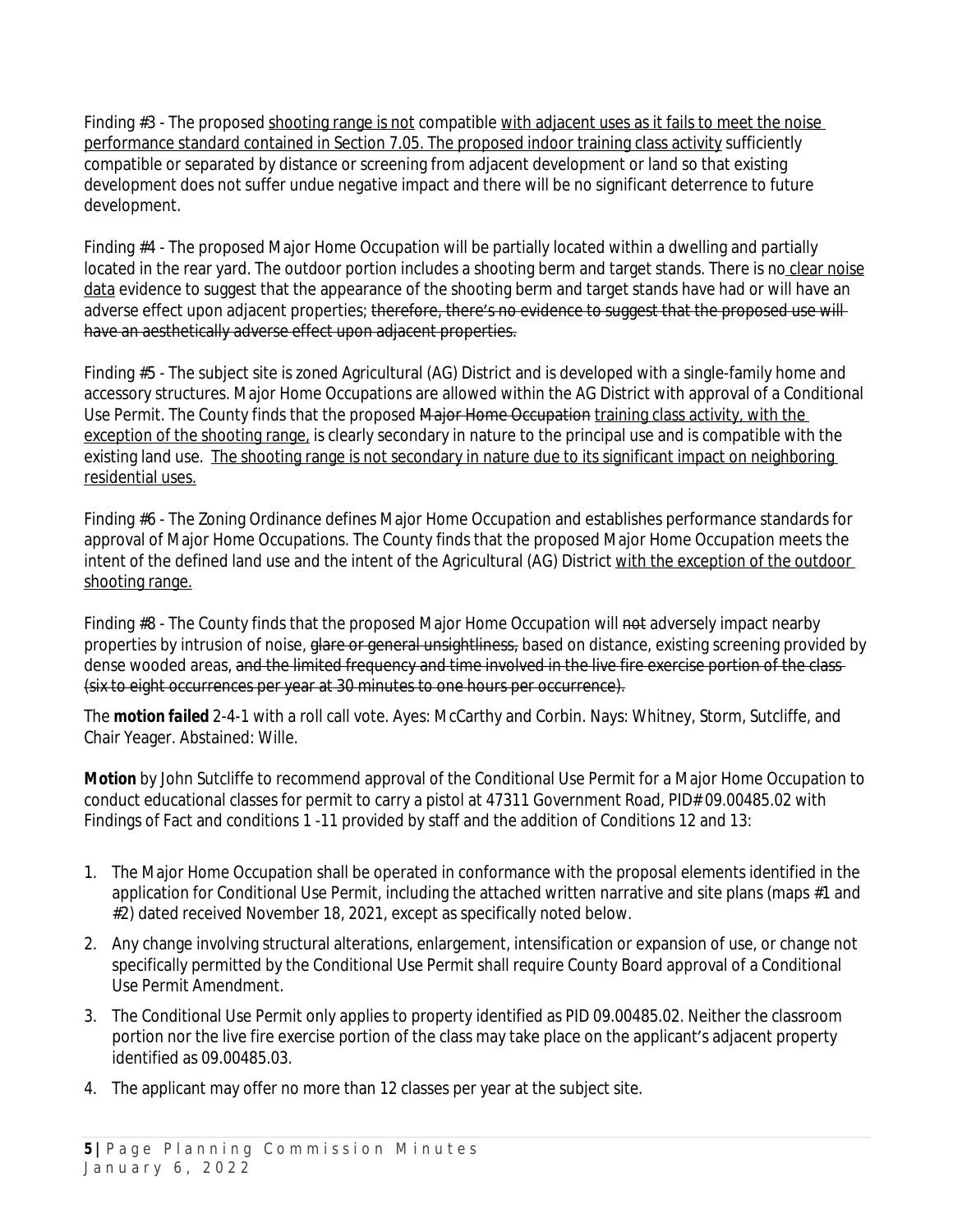Finding #3 - The proposed <u>shooting range is not</u> compatible <u>with adjacent uses as it fails to meet the noise performance standard contained in Section 7.05. The proposed indoor training class activity</u> sufficiently compatible or separated by distance or screening from adjacent development or land so that existing development does not suffer undue negative impact and there will be no significant deterrence to future development.

Finding #4 - The proposed Major Home Occupation will be partially located within a dwelling and partially located in the rear yard. The outdoor portion includes a shooting berm and target stands. There is no <u>clear noise data</u> evidence to suggest that the appearance of the shooting berm and target stands have had or will have an adverse effect upon adjacent properties; ~~therefore, there's no evidence to suggest that the proposed use will have an aesthetically adverse effect upon adjacent properties.~~

Finding #5 - The subject site is zoned Agricultural (AG) District and is developed with a single-family home and accessory structures. Major Home Occupations are allowed within the AG District with approval of a Conditional Use Permit. The County finds that the proposed ~~Major Home Occupation~~ <u>training class activity, with the exception of the shooting range,</u> is clearly secondary in nature to the principal use and is compatible with the existing land use. <u>The shooting range is not secondary in nature due to its significant impact on neighboring residential uses.</u>

Finding #6 - The Zoning Ordinance defines Major Home Occupation and establishes performance standards for approval of Major Home Occupations. The County finds that the proposed Major Home Occupation meets the intent of the defined land use and the intent of the Agricultural (AG) District <u>with the exception of the outdoor shooting range.</u>

Finding #8 - The County finds that the proposed Major Home Occupation will ~~not~~ adversely impact nearby properties by intrusion of noise, ~~glare or general unsightliness,~~ based on distance, existing screening provided by dense wooded areas, ~~and the limited frequency and time involved in the live fire exercise portion of the class (six to eight occurrences per year at 30 minutes to one hours per occurrence).~~

The **motion failed** 2-4-1 with a roll call vote. Ayes: McCarthy and Corbin. Nays: Whitney, Storm, Sutcliffe, and Chair Yeager. Abstained: Wille.

**Motion** by John Sutcliffe to recommend approval of the Conditional Use Permit for a Major Home Occupation to conduct educational classes for permit to carry a pistol at 47311 Government Road, PID# 09.00485.02 with Findings of Fact and conditions 1 -11 provided by staff and the addition of Conditions 12 and 13:

1. The Major Home Occupation shall be operated in conformance with the proposal elements identified in the application for Conditional Use Permit, including the attached written narrative and site plans (maps #1 and #2) dated received November 18, 2021, except as specifically noted below.
2. Any change involving structural alterations, enlargement, intensification or expansion of use, or change not specifically permitted by the Conditional Use Permit shall require County Board approval of a Conditional Use Permit Amendment.
3. The Conditional Use Permit only applies to property identified as PID 09.00485.02. Neither the classroom portion nor the live fire exercise portion of the class may take place on the applicant's adjacent property identified as 09.00485.03.
4. The applicant may offer no more than 12 classes per year at the subject site.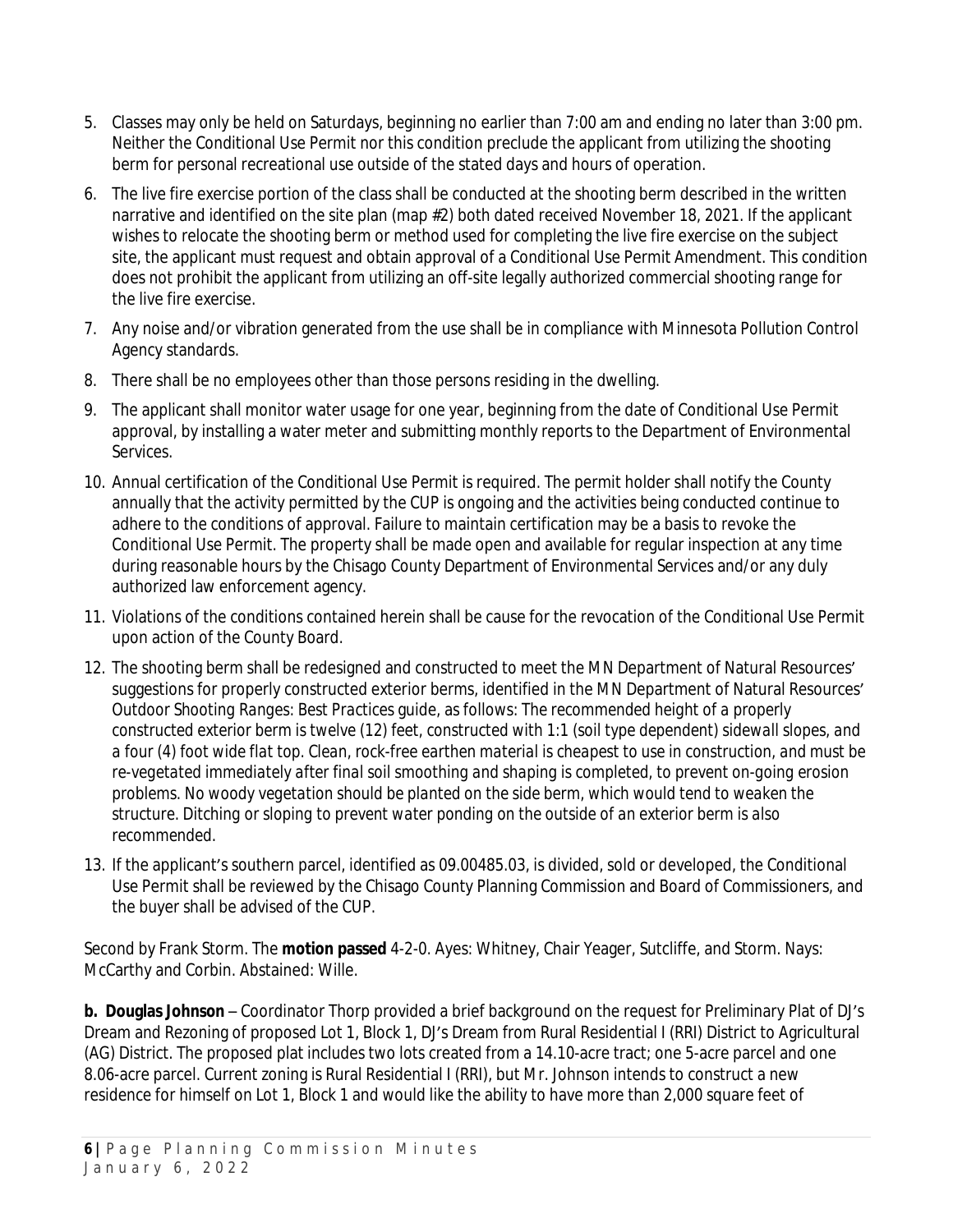5. Classes may only be held on Saturdays, beginning no earlier than 7:00 am and ending no later than 3:00 pm. Neither the Conditional Use Permit nor this condition preclude the applicant from utilizing the shooting berm for personal recreational use outside of the stated days and hours of operation.
6. The live fire exercise portion of the class shall be conducted at the shooting berm described in the written narrative and identified on the site plan (map #2) both dated received November 18, 2021. If the applicant wishes to relocate the shooting berm or method used for completing the live fire exercise on the subject site, the applicant must request and obtain approval of a Conditional Use Permit Amendment. This condition does not prohibit the applicant from utilizing an off-site legally authorized commercial shooting range for the live fire exercise.
7. Any noise and/or vibration generated from the use shall be in compliance with Minnesota Pollution Control Agency standards.
8. There shall be no employees other than those persons residing in the dwelling.
9. The applicant shall monitor water usage for one year, beginning from the date of Conditional Use Permit approval, by installing a water meter and submitting monthly reports to the Department of Environmental Services.
10. Annual certification of the Conditional Use Permit is required. The permit holder shall notify the County annually that the activity permitted by the CUP is ongoing and the activities being conducted continue to adhere to the conditions of approval. Failure to maintain certification may be a basis to revoke the Conditional Use Permit. The property shall be made open and available for regular inspection at any time during reasonable hours by the Chisago County Department of Environmental Services and/or any duly authorized law enforcement agency.
11. Violations of the conditions contained herein shall be cause for the revocation of the Conditional Use Permit upon action of the County Board.
12. The shooting berm shall be redesigned and constructed to meet the MN Department of Natural Resources' suggestions for properly constructed exterior berms, identified in the MN Department of Natural Resources' Outdoor Shooting Ranges: Best Practices guide, as follows: The recommended height of a properly constructed exterior berm is twelve (12) feet, constructed with 1:1 (soil type dependent) *sidewall slopes, and a four (4) foot wide flat top. Clean, rock-free earthen material is cheapest to use in construction, and must be re-vegetated immediately after final soil smoothing and shaping is completed, to prevent on-going erosion problems. No woody vegetation should be planted on the side berm, which would tend to weaken the structure. Ditching or sloping to prevent water ponding on the outside of an exterior berm is also recommended.*
13. If the applicant's southern parcel, identified as 09.00485.03, is divided, sold or developed, the Conditional Use Permit shall be reviewed by the Chisago County Planning Commission and Board of Commissioners, and the buyer shall be advised of the CUP.

Second by Frank Storm. The **motion passed** 4-2-0. Ayes: Whitney, Chair Yeager, Sutcliffe, and Storm. Nays: McCarthy and Corbin. Abstained: Wille.

**b. Douglas Johnson** – Coordinator Thorp provided a brief background on the request for Preliminary Plat of DJ's Dream and Rezoning of proposed Lot 1, Block 1, DJ's Dream from Rural Residential I (RRI) District to Agricultural (AG) District. The proposed plat includes two lots created from a 14.10-acre tract; one 5-acre parcel and one 8.06-acre parcel. Current zoning is Rural Residential I (RRI), but Mr. Johnson intends to construct a new residence for himself on Lot 1, Block 1 and would like the ability to have more than 2,000 square feet of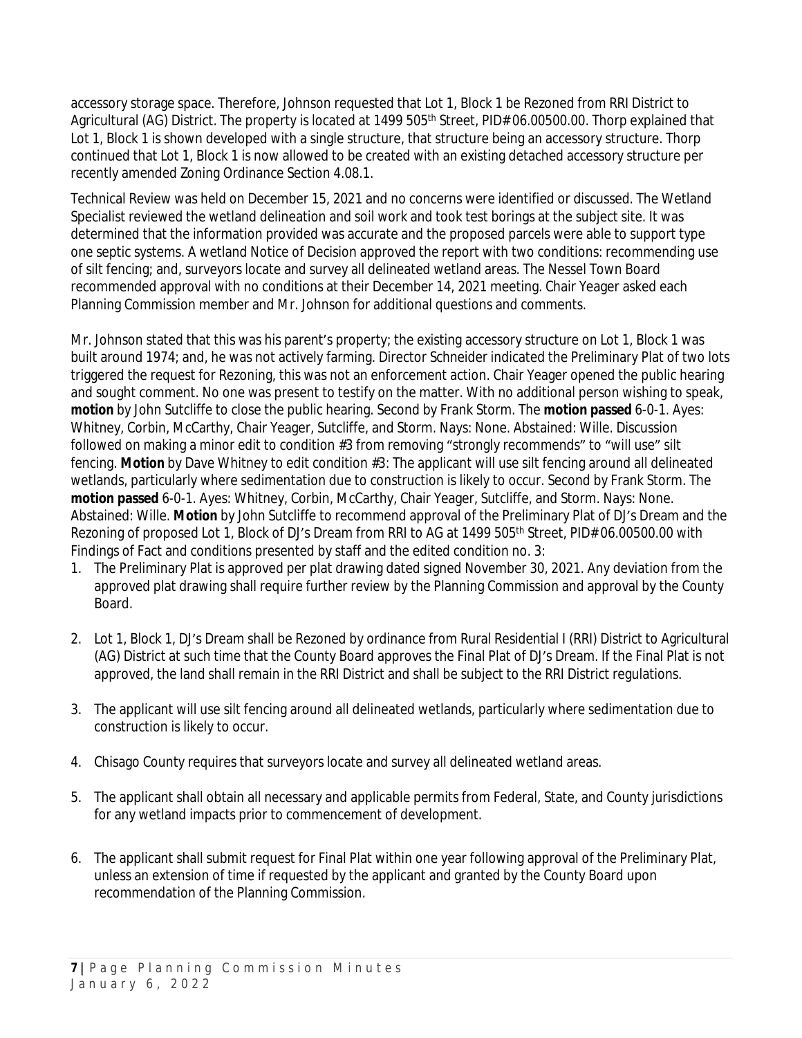accessory storage space. Therefore, Johnson requested that Lot 1, Block 1 be Rezoned from RRI District to Agricultural (AG) District. The property is located at 1499 505th Street, PID# 06.00500.00. Thorp explained that Lot 1, Block 1 is shown developed with a single structure, that structure being an accessory structure. Thorp continued that Lot 1, Block 1 is now allowed to be created with an existing detached accessory structure per recently amended Zoning Ordinance Section 4.08.1.

Technical Review was held on December 15, 2021 and no concerns were identified or discussed. The Wetland Specialist reviewed the wetland delineation and soil work and took test borings at the subject site. It was determined that the information provided was accurate and the proposed parcels were able to support type one septic systems. A wetland Notice of Decision approved the report with two conditions: recommending use of silt fencing; and, surveyors locate and survey all delineated wetland areas. The Nessel Town Board recommended approval with no conditions at their December 14, 2021 meeting. Chair Yeager asked each Planning Commission member and Mr. Johnson for additional questions and comments.

Mr. Johnson stated that this was his parent's property; the existing accessory structure on Lot 1, Block 1 was built around 1974; and, he was not actively farming. Director Schneider indicated the Preliminary Plat of two lots triggered the request for Rezoning, this was not an enforcement action. Chair Yeager opened the public hearing and sought comment. No one was present to testify on the matter. With no additional person wishing to speak, **motion** by John Sutcliffe to close the public hearing. Second by Frank Storm. The **motion passed** 6-0-1. Ayes: Whitney, Corbin, McCarthy, Chair Yeager, Sutcliffe, and Storm. Nays: None. Abstained: Wille. Discussion followed on making a minor edit to condition #3 from removing "strongly recommends" to "will use" silt fencing. **Motion** by Dave Whitney to edit condition #3: The applicant will use silt fencing around all delineated wetlands, particularly where sedimentation due to construction is likely to occur. Second by Frank Storm. The **motion passed** 6-0-1. Ayes: Whitney, Corbin, McCarthy, Chair Yeager, Sutcliffe, and Storm. Nays: None. Abstained: Wille. **Motion** by John Sutcliffe to recommend approval of the Preliminary Plat of DJ's Dream and the Rezoning of proposed Lot 1, Block of DJ's Dream from RRI to AG at 1499 505th Street, PID# 06.00500.00 with Findings of Fact and conditions presented by staff and the edited condition no. 3:

1. The Preliminary Plat is approved per plat drawing dated signed November 30, 2021. Any deviation from the approved plat drawing shall require further review by the Planning Commission and approval by the County Board.

2. Lot 1, Block 1, DJ's Dream shall be Rezoned by ordinance from Rural Residential I (RRI) District to Agricultural (AG) District at such time that the County Board approves the Final Plat of DJ's Dream. If the Final Plat is not approved, the land shall remain in the RRI District and shall be subject to the RRI District regulations.

3. The applicant will use silt fencing around all delineated wetlands, particularly where sedimentation due to construction is likely to occur.

4. Chisago County requires that surveyors locate and survey all delineated wetland areas.

5. The applicant shall obtain all necessary and applicable permits from Federal, State, and County jurisdictions for any wetland impacts prior to commencement of development.

6. The applicant shall submit request for Final Plat within one year following approval of the Preliminary Plat, unless an extension of time if requested by the applicant and granted by the County Board upon recommendation of the Planning Commission.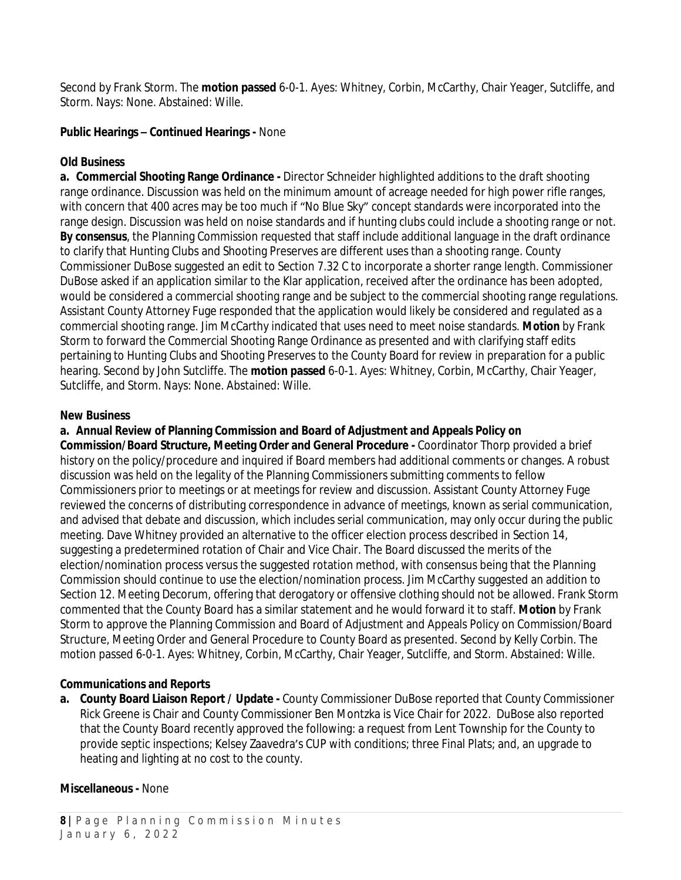Second by Frank Storm. The **motion passed** 6-0-1. Ayes: Whitney, Corbin, McCarthy, Chair Yeager, Sutcliffe, and Storm. Nays: None. Abstained: Wille.

**Public Hearings – Continued Hearings -** None

**Old Business**

**a. Commercial Shooting Range Ordinance -** Director Schneider highlighted additions to the draft shooting range ordinance. Discussion was held on the minimum amount of acreage needed for high power rifle ranges, with concern that 400 acres may be too much if "No Blue Sky" concept standards were incorporated into the range design. Discussion was held on noise standards and if hunting clubs could include a shooting range or not. **By consensus**, the Planning Commission requested that staff include additional language in the draft ordinance to clarify that Hunting Clubs and Shooting Preserves are different uses than a shooting range. County Commissioner DuBose suggested an edit to Section 7.32 C to incorporate a shorter range length. Commissioner DuBose asked if an application similar to the Klar application, received after the ordinance has been adopted, would be considered a commercial shooting range and be subject to the commercial shooting range regulations. Assistant County Attorney Fuge responded that the application would likely be considered and regulated as a commercial shooting range. Jim McCarthy indicated that uses need to meet noise standards. **Motion** by Frank Storm to forward the Commercial Shooting Range Ordinance as presented and with clarifying staff edits pertaining to Hunting Clubs and Shooting Preserves to the County Board for review in preparation for a public hearing. Second by John Sutcliffe. The **motion passed** 6-0-1. Ayes: Whitney, Corbin, McCarthy, Chair Yeager, Sutcliffe, and Storm. Nays: None. Abstained: Wille.

**New Business**

**a. Annual Review of Planning Commission and Board of Adjustment and Appeals Policy on Commission/Board Structure, Meeting Order and General Procedure -** Coordinator Thorp provided a brief history on the policy/procedure and inquired if Board members had additional comments or changes. A robust discussion was held on the legality of the Planning Commissioners submitting comments to fellow Commissioners prior to meetings or at meetings for review and discussion. Assistant County Attorney Fuge reviewed the concerns of distributing correspondence in advance of meetings, known as serial communication, and advised that debate and discussion, which includes serial communication, may only occur during the public meeting. Dave Whitney provided an alternative to the officer election process described in Section 14, suggesting a predetermined rotation of Chair and Vice Chair. The Board discussed the merits of the election/nomination process versus the suggested rotation method, with consensus being that the Planning Commission should continue to use the election/nomination process. Jim McCarthy suggested an addition to Section 12. Meeting Decorum, offering that derogatory or offensive clothing should not be allowed. Frank Storm commented that the County Board has a similar statement and he would forward it to staff. **Motion** by Frank Storm to approve the Planning Commission and Board of Adjustment and Appeals Policy on Commission/Board Structure, Meeting Order and General Procedure to County Board as presented. Second by Kelly Corbin. The motion passed 6-0-1. Ayes: Whitney, Corbin, McCarthy, Chair Yeager, Sutcliffe, and Storm. Abstained: Wille.

**Communications and Reports**

**a. County Board Liaison Report / Update -** County Commissioner DuBose reported that County Commissioner Rick Greene is Chair and County Commissioner Ben Montzka is Vice Chair for 2022. DuBose also reported that the County Board recently approved the following: a request from Lent Township for the County to provide septic inspections; Kelsey Zaavedra's CUP with conditions; three Final Plats; and, an upgrade to heating and lighting at no cost to the county.

**Miscellaneous -** None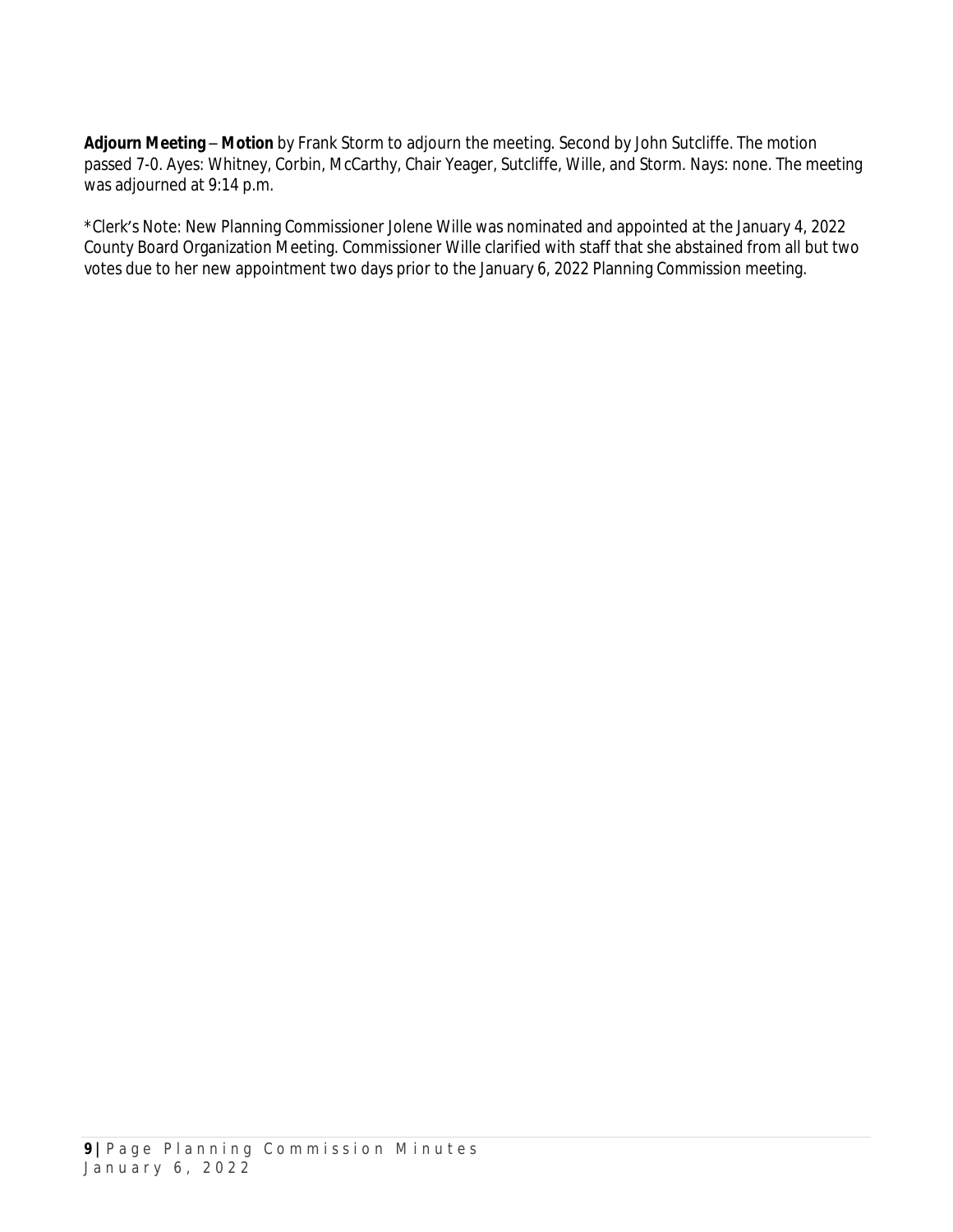**Adjourn Meeting** – **Motion** by Frank Storm to adjourn the meeting. Second by John Sutcliffe. The motion passed 7-0. Ayes: Whitney, Corbin, McCarthy, Chair Yeager, Sutcliffe, Wille, and Storm. Nays: none. The meeting was adjourned at 9:14 p.m.

*Clerk's Note: New Planning Commissioner Jolene Wille was nominated and appointed at the January 4, 2022 County Board Organization Meeting. Commissioner Wille clarified with staff that she abstained from all but two votes due to her new appointment two days prior to the January 6, 2022 Planning Commission meeting.